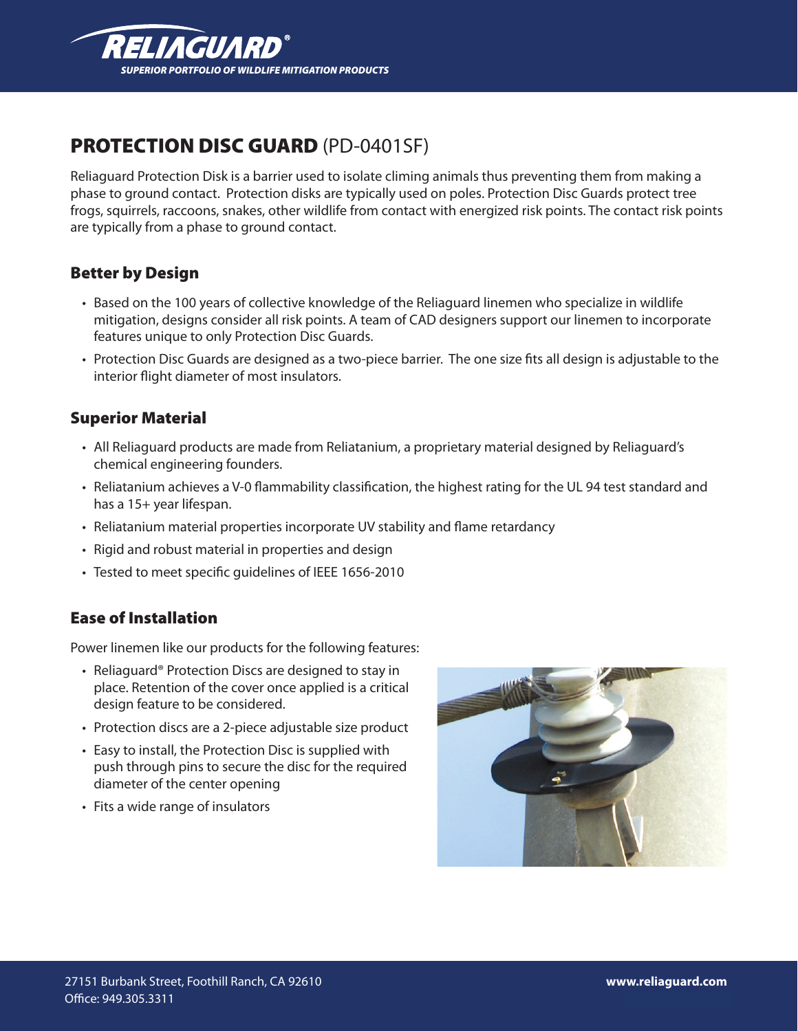# RELIAGUARD®

*SUPERIOR PORTFOLIO OF WILDLIFE MITIGATION PRODUCTS*

## PROTECTION DISC GUARD (PD-0401SF)

Reliaguard Protection Disk is a barrier used to isolate climing animals thus preventing them from making a phase to ground contact. Protection disks are typically used on poles. Protection Disc Guards protect tree frogs, squirrels, raccoons, snakes, other wildlife from contact with energized risk points. The contact risk points are typically from a phase to ground contact.

### Better by Design

- Based on the 100 years of collective knowledge of the Reliaguard linemen who specialize in wildlife mitigation, designs consider all risk points. A team of CAD designers support our linemen to incorporate features unique to only Protection Disc Guards.
- Protection Disc Guards are designed as a two-piece barrier. The one size fits all design is adjustable to the interior flight diameter of most insulators.

### Superior Material

- All Reliaguard products are made from Reliatanium, a proprietary material designed by Reliaguard's chemical engineering founders.
- Reliatanium achieves a V-0 flammability classification, the highest rating for the UL 94 test standard and has a 15+ year lifespan.
- Reliatanium material properties incorporate UV stability and flame retardancy
- Rigid and robust material in properties and design
- Tested to meet specific guidelines of IEEE 1656-2010

### Ease of Installation

Power linemen like our products for the following features:

- Reliaguard® Protection Discs are designed to stay in place. Retention of the cover once applied is a critical design feature to be considered.
- Protection discs are a 2-piece adjustable size product
- Easy to install, the Protection Disc is supplied with push through pins to secure the disc for the required diameter of the center opening
- Fits a wide range of insulators

27151 Burbank Street, Foothill Ranch, CA 92610
Office: 949.305.3311

www.reliaguard.com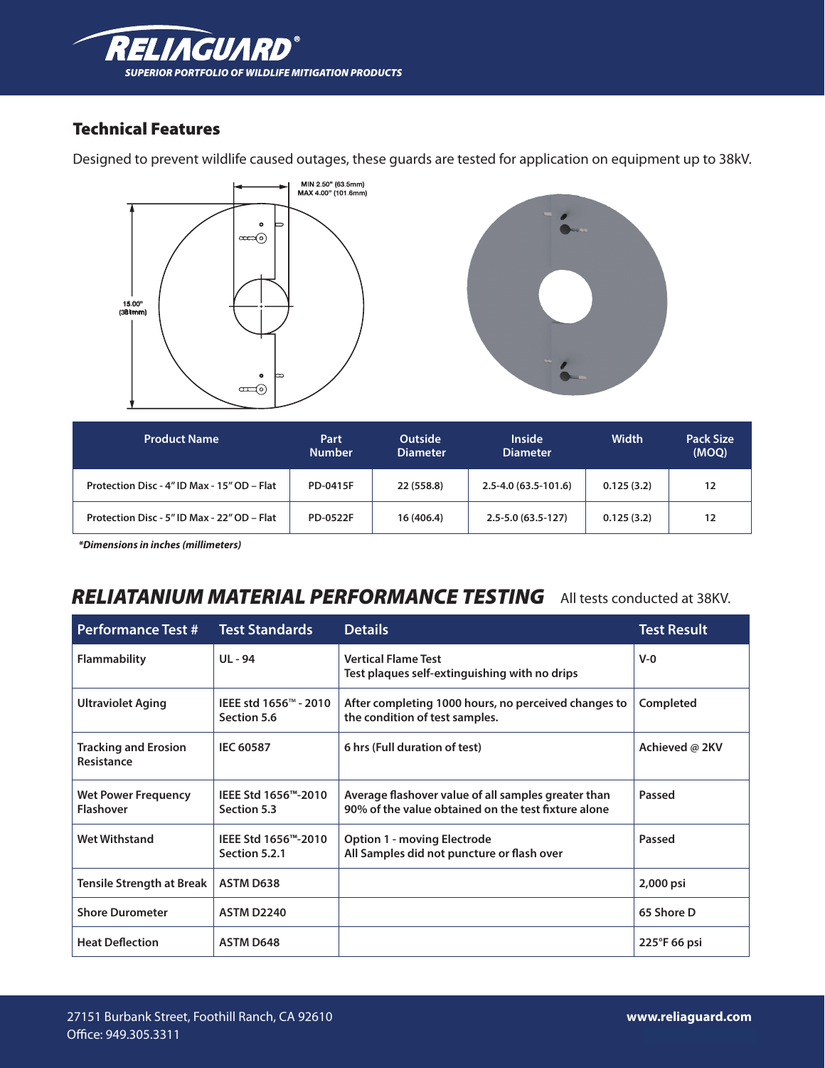## Technical Features

Designed to prevent wildlife caused outages, these guards are tested for application on equipment up to 38kV.

MIN 2.50" (63.5mm)
MAX 4.00" (101.6mm)

15.00"
(381mm)

| Product Name | Part Number | Outside Diameter | Inside Diameter | Width | Pack Size (MOQ) |
|---|---|---|---|---|---|
| Protection Disc - 4" ID Max - 15" OD – Flat | PD-0415F | 22 (558.8) | 2.5-4.0 (63.5-101.6) | 0.125 (3.2) | 12 |
| Protection Disc - 5" ID Max - 22" OD – Flat | PD-0522F | 16 (406.4) | 2.5-5.0 (63.5-127) | 0.125 (3.2) | 12 |

***Dimensions in inches (millimeters)***

## *RELIATANIUM MATERIAL PERFORMANCE TESTING*

All tests conducted at 38KV.

| Performance Test # | Test Standards | Details | Test Result |
|---|---|---|---|
| Flammability | UL - 94 | Vertical Flame Test<br>Test plaques self-extinguishing with no drips | V-0 |
| Ultraviolet Aging | IEEE std 1656™ - 2010 Section 5.6 | After completing 1000 hours, no perceived changes to the condition of test samples. | Completed |
| Tracking and Erosion Resistance | IEC 60587 | 6 hrs (Full duration of test) | Achieved @ 2KV |
| Wet Power Frequency Flashover | IEEE Std 1656™-2010 Section 5.3 | Average flashover value of all samples greater than 90% of the value obtained on the test fixture alone | Passed |
| Wet Withstand | IEEE Std 1656™-2010 Section 5.2.1 | Option 1 - moving Electrode<br>All Samples did not puncture or flash over | Passed |
| Tensile Strength at Break | ASTM D638 | | 2,000 psi |
| Shore Durometer | ASTM D2240 | | 65 Shore D |
| Heat Deflection | ASTM D648 | | 225°F 66 psi |

27151 Burbank Street, Foothill Ranch, CA 92610
Office: 949.305.3311

**www.reliaguard.com**